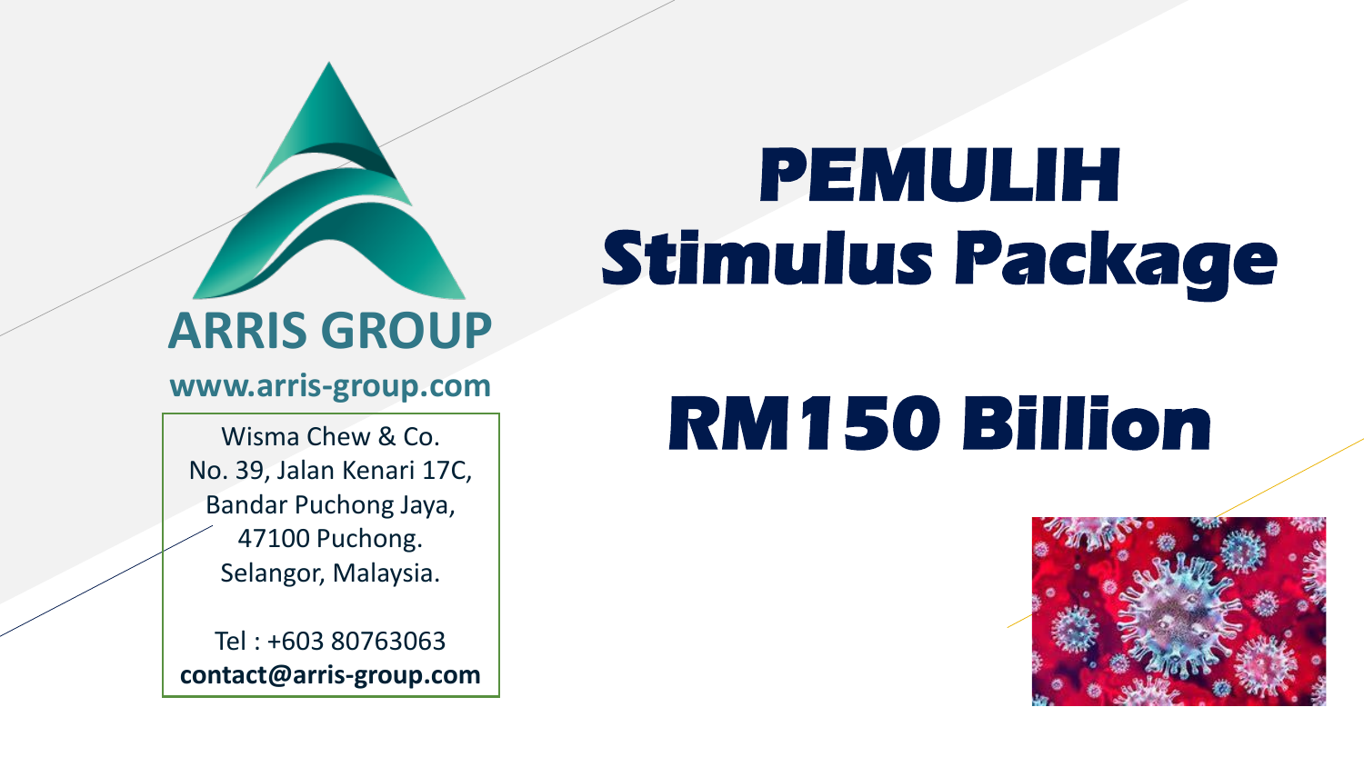# PEMULIH Stimulus Package

# RM150 Billion

**ARRIS GROUP**

**www.arris-group.com**

Wisma Chew & Co.
No. 39, Jalan Kenari 17C,
Bandar Puchong Jaya,
47100 Puchong.
Selangor, Malaysia.

Tel : +603 80763063
**contact@arris-group.com**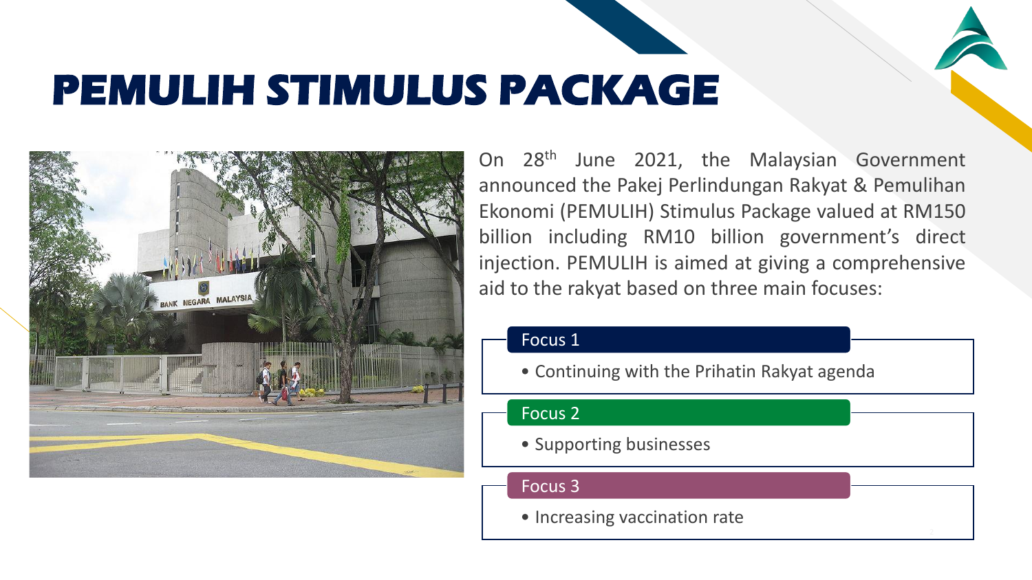# PEMULIH STIMULUS PACKAGE

On 28th June 2021, the Malaysian Government announced the Pakej Perlindungan Rakyat & Pemulihan Ekonomi (PEMULIH) Stimulus Package valued at RM150 billion including RM10 billion government's direct injection. PEMULIH is aimed at giving a comprehensive aid to the rakyat based on three main focuses:

**Focus 1**

- Continuing with the Prihatin Rakyat agenda

**Focus 2**

- Supporting businesses

**Focus 3**

- Increasing vaccination rate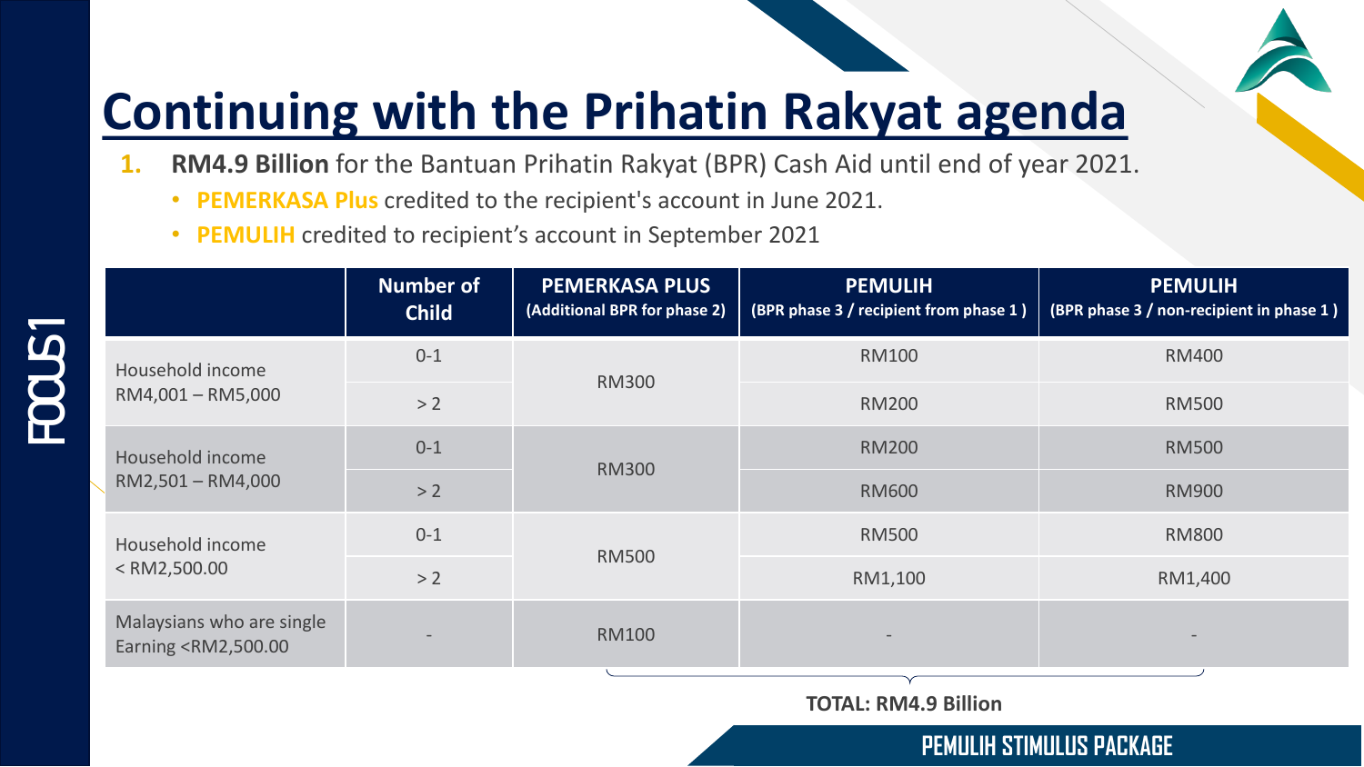# Continuing with the Prihatin Rakyat agenda

1. **RM4.9 Billion** for the Bantuan Prihatin Rakyat (BPR) Cash Aid until end of year 2021.
   - **PEMERKASA Plus** credited to the recipient's account in June 2021.
   - **PEMULIH** credited to recipient's account in September 2021

| | Number of Child | PEMERKASA PLUS (Additional BPR for phase 2) | PEMULIH (BPR phase 3 / recipient from phase 1 ) | PEMULIH (BPR phase 3 / non-recipient in phase 1 ) |
|---|---|---|---|---|
| Household income RM4,001 – RM5,000 | 0-1 | RM300 | RM100 | RM400 |
| | > 2 | | RM200 | RM500 |
| Household income RM2,501 – RM4,000 | 0-1 | RM300 | RM200 | RM500 |
| | > 2 | | RM600 | RM900 |
| Household income < RM2,500.00 | 0-1 | RM500 | RM500 | RM800 |
| | > 2 | | RM1,100 | RM1,400 |
| Malaysians who are single Earning <RM2,500.00 | - | RM100 | - | - |

**TOTAL: RM4.9 Billion**

FOCUS1

PEMULIH STIMULUS PACKAGE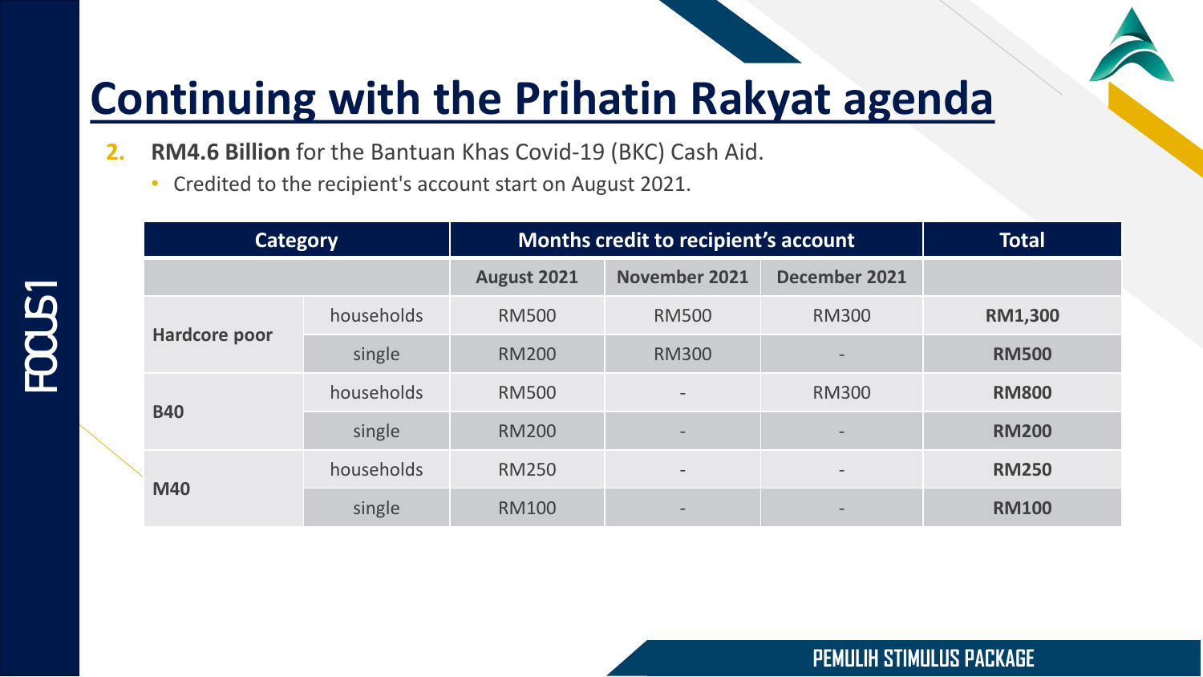# Continuing with the Prihatin Rakyat agenda

2. **RM4.6 Billion** for the Bantuan Khas Covid-19 (BKC) Cash Aid.
   - Credited to the recipient's account start on August 2021.

| Category | | Months credit to recipient's account | | | Total |
|---|---|---|---|---|---|
| | | August 2021 | November 2021 | December 2021 | |
| **Hardcore poor** | households | RM500 | RM500 | RM300 | **RM1,300** |
| | single | RM200 | RM300 | - | **RM500** |
| **B40** | households | RM500 | - | RM300 | **RM800** |
| | single | RM200 | - | - | **RM200** |
| **M40** | households | RM250 | - | - | **RM250** |
| | single | RM100 | - | - | **RM100** |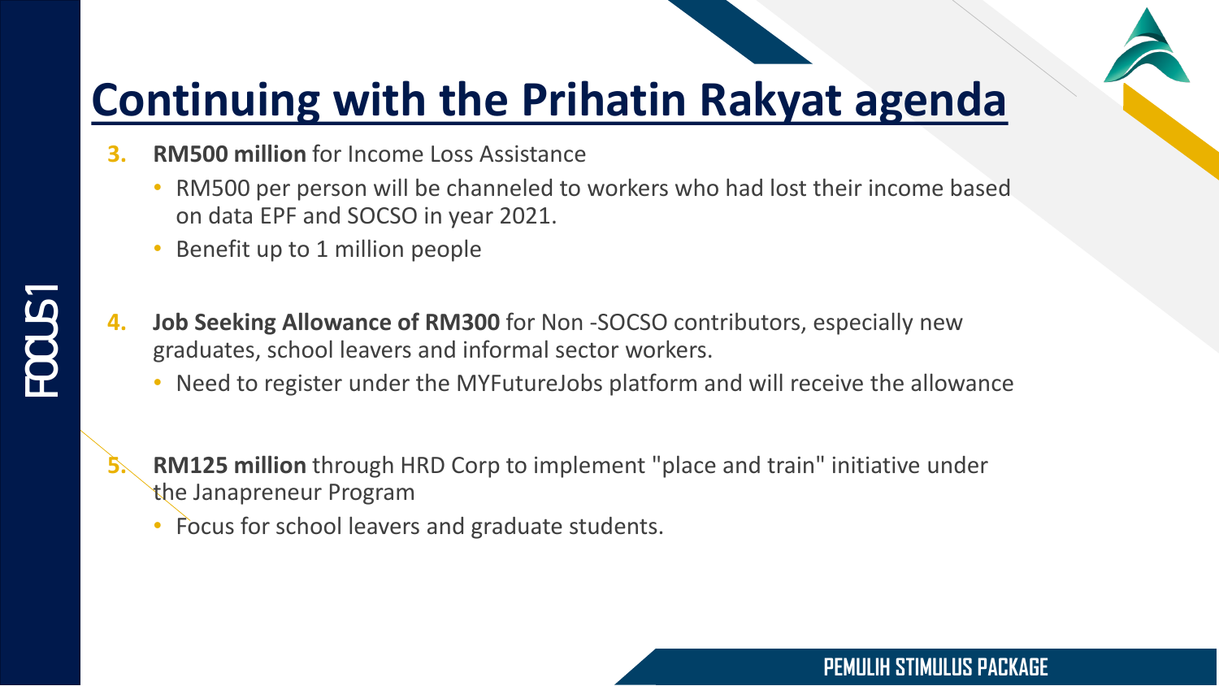# Continuing with the Prihatin Rakyat agenda

3. **RM500 million** for Income Loss Assistance
   - RM500 per person will be channeled to workers who had lost their income based on data EPF and SOCSO in year 2021.
   - Benefit up to 1 million people

4. **Job Seeking Allowance of RM300** for Non -SOCSO contributors, especially new graduates, school leavers and informal sector workers.
   - Need to register under the MYFutureJobs platform and will receive the allowance

5. **RM125 million** through HRD Corp to implement "place and train" initiative under the Janapreneur Program
   - Focus for school leavers and graduate students.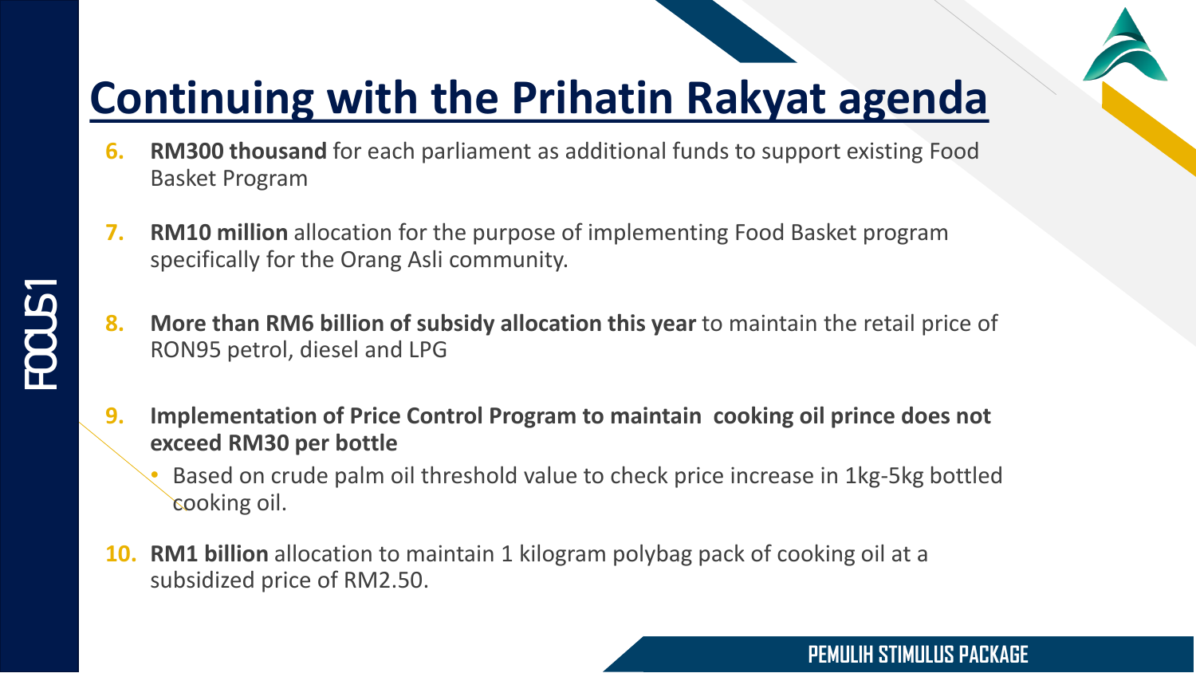# Continuing with the Prihatin Rakyat agenda

6. **RM300 thousand** for each parliament as additional funds to support existing Food Basket Program
7. **RM10 million** allocation for the purpose of implementing Food Basket program specifically for the Orang Asli community.
8. **More than RM6 billion of subsidy allocation this year** to maintain the retail price of RON95 petrol, diesel and LPG
9. **Implementation of Price Control Program to maintain cooking oil prince does not exceed RM30 per bottle**
   - Based on crude palm oil threshold value to check price increase in 1kg-5kg bottled cooking oil.
10. **RM1 billion** allocation to maintain 1 kilogram polybag pack of cooking oil at a subsidized price of RM2.50.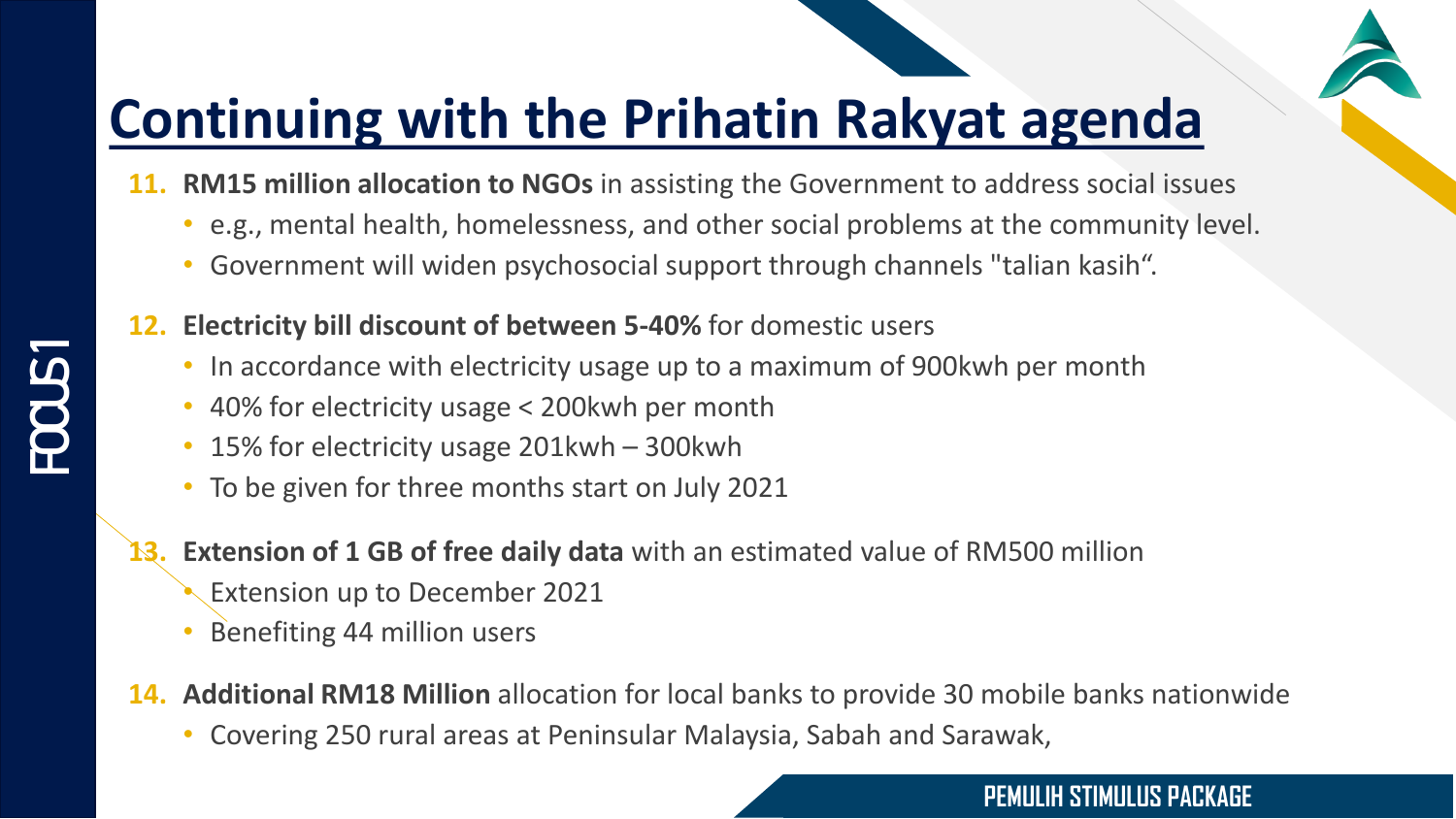# Continuing with the Prihatin Rakyat agenda

11. **RM15 million allocation to NGOs** in assisting the Government to address social issues
    - e.g., mental health, homelessness, and other social problems at the community level.
    - Government will widen psychosocial support through channels "talian kasih".

12. **Electricity bill discount of between 5-40%** for domestic users
    - In accordance with electricity usage up to a maximum of 900kwh per month
    - 40% for electricity usage < 200kwh per month
    - 15% for electricity usage 201kwh – 300kwh
    - To be given for three months start on July 2021

13. **Extension of 1 GB of free daily data** with an estimated value of RM500 million
    - Extension up to December 2021
    - Benefiting 44 million users

14. **Additional RM18 Million** allocation for local banks to provide 30 mobile banks nationwide
    - Covering 250 rural areas at Peninsular Malaysia, Sabah and Sarawak,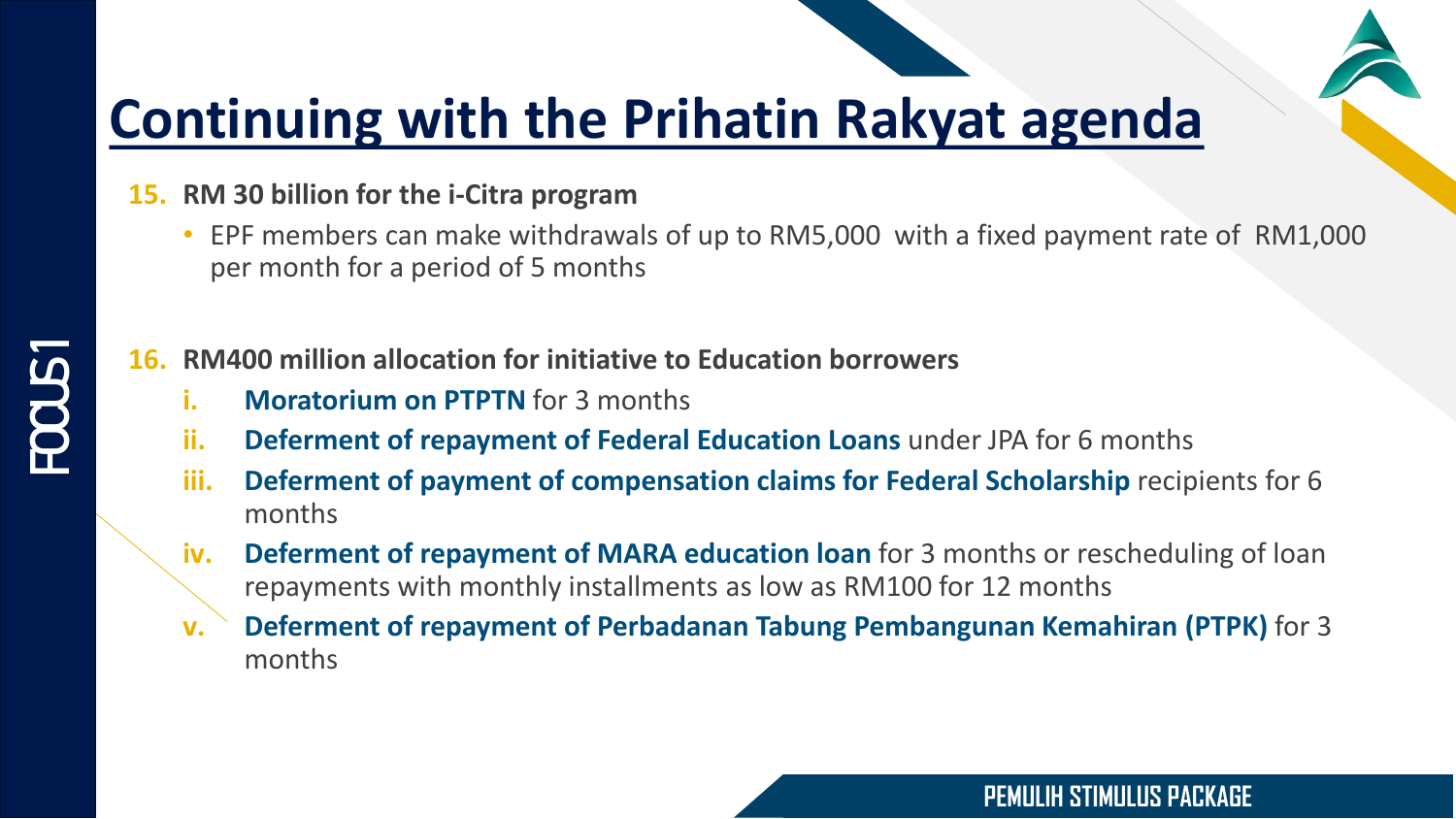# Continuing with the Prihatin Rakyat agenda

**15. RM 30 billion for the i-Citra program**

- EPF members can make withdrawals of up to RM5,000 with a fixed payment rate of RM1,000 per month for a period of 5 months

**16. RM400 million allocation for initiative to Education borrowers**

i. **Moratorium on PTPTN** for 3 months

ii. **Deferment of repayment of Federal Education Loans** under JPA for 6 months

iii. **Deferment of payment of compensation claims for Federal Scholarship** recipients for 6 months

iv. **Deferment of repayment of MARA education loan** for 3 months or rescheduling of loan repayments with monthly installments as low as RM100 for 12 months

v. **Deferment of repayment of Perbadanan Tabung Pembangunan Kemahiran (PTPK)** for 3 months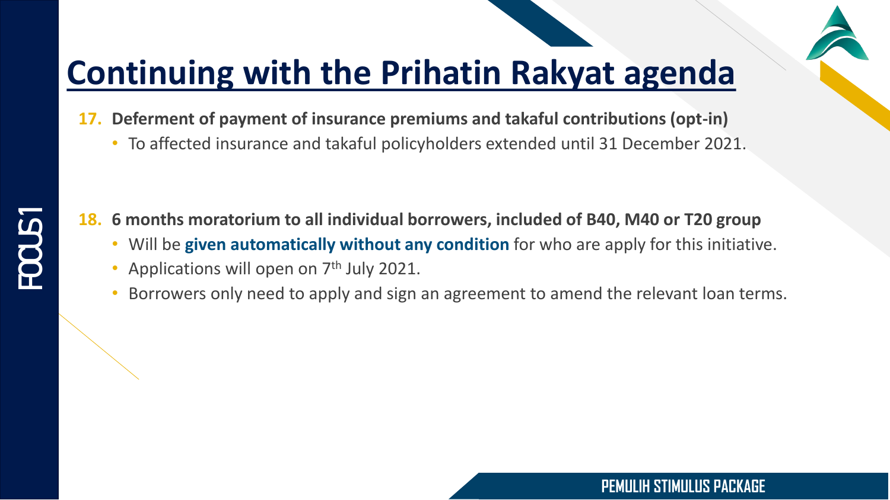# Continuing with the Prihatin Rakyat agenda

**17. Deferment of payment of insurance premiums and takaful contributions (opt-in)**

- To affected insurance and takaful policyholders extended until 31 December 2021.

**18. 6 months moratorium to all individual borrowers, included of B40, M40 or T20 group**

- Will be **given automatically without any condition** for who are apply for this initiative.
- Applications will open on 7th July 2021.
- Borrowers only need to apply and sign an agreement to amend the relevant loan terms.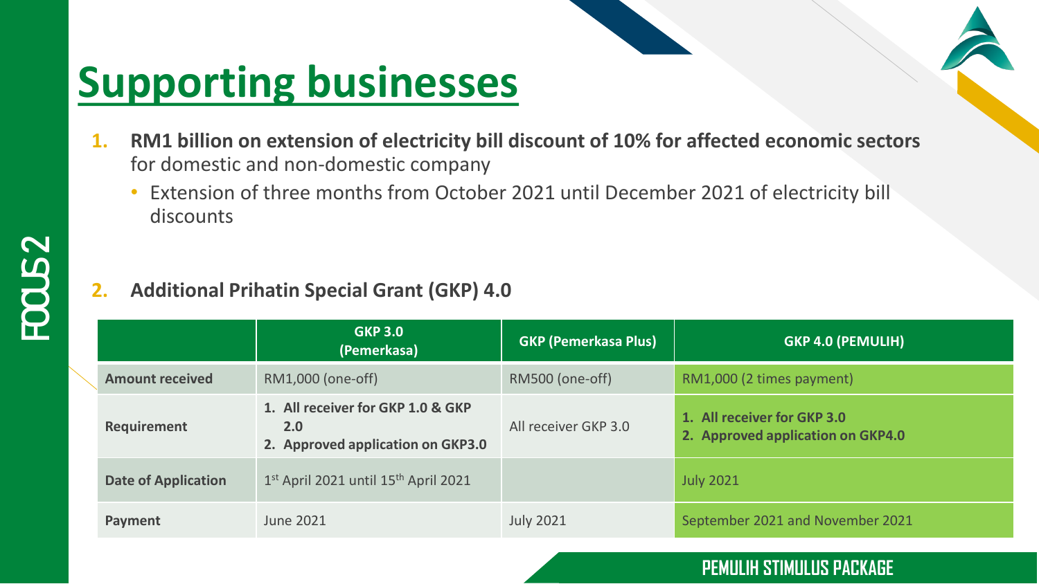# Supporting businesses

1. **RM1 billion on extension of electricity bill discount of 10% for affected economic sectors** for domestic and non-domestic company
   - Extension of three months from October 2021 until December 2021 of electricity bill discounts

2. **Additional Prihatin Special Grant (GKP) 4.0**

| | GKP 3.0 (Pemerkasa) | GKP (Pemerkasa Plus) | GKP 4.0 (PEMULIH) |
|---|---|---|---|
| **Amount received** | RM1,000 (one-off) | RM500 (one-off) | RM1,000 (2 times payment) |
| **Requirement** | **1. All receiver for GKP 1.0 & GKP 2.0**<br>**2. Approved application on GKP3.0** | All receiver GKP 3.0 | **1. All receiver for GKP 3.0**<br>**2. Approved application on GKP4.0** |
| **Date of Application** | 1st April 2021 until 15th April 2021 | | July 2021 |
| **Payment** | June 2021 | July 2021 | September 2021 and November 2021 |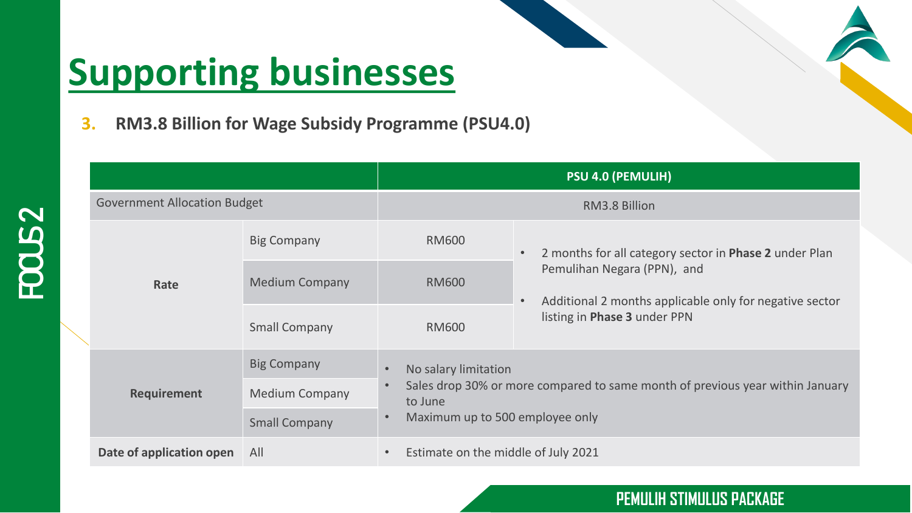# Supporting businesses

**3. RM3.8 Billion for Wage Subsidy Programme (PSU4.0)**

| | | PSU 4.0 (PEMULIH) | |
|---|---|---|---|
| Government Allocation Budget | | RM3.8 Billion | |
| **Rate** | Big Company | RM600 | • 2 months for all category sector in **Phase 2** under Plan Pemulihan Negara (PPN), and<br>• Additional 2 months applicable only for negative sector listing in **Phase 3** under PPN |
| | Medium Company | RM600 | |
| | Small Company | RM600 | |
| **Requirement** | Big Company | • No salary limitation<br>• Sales drop 30% or more compared to same month of previous year within January to June<br>• Maximum up to 500 employee only | |
| | Medium Company | | |
| | Small Company | | |
| **Date of application open** | All | • Estimate on the middle of July 2021 | |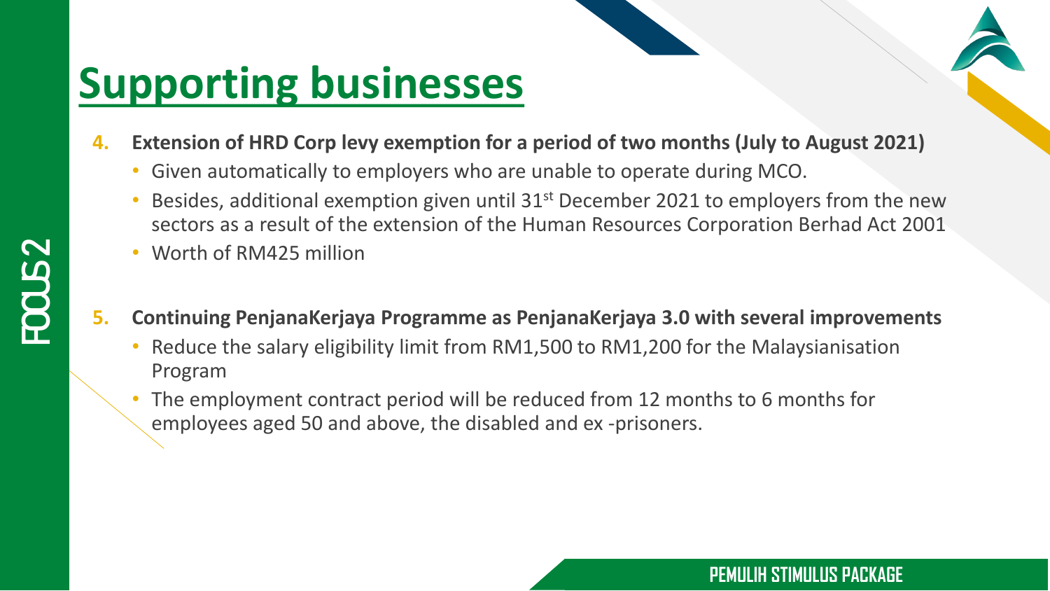# Supporting businesses

4. **Extension of HRD Corp levy exemption for a period of two months (July to August 2021)**
   - Given automatically to employers who are unable to operate during MCO.
   - Besides, additional exemption given until 31st December 2021 to employers from the new sectors as a result of the extension of the Human Resources Corporation Berhad Act 2001
   - Worth of RM425 million

5. **Continuing PenjanaKerjaya Programme as PenjanaKerjaya 3.0 with several improvements**
   - Reduce the salary eligibility limit from RM1,500 to RM1,200 for the Malaysianisation Program
   - The employment contract period will be reduced from 12 months to 6 months for employees aged 50 and above, the disabled and ex -prisoners.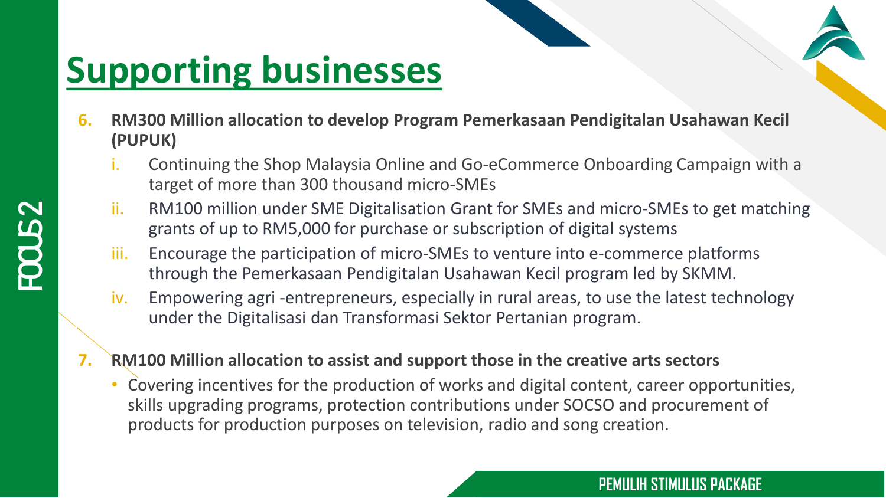# Supporting businesses

6. **RM300 Million allocation to develop Program Pemerkasaan Pendigitalan Usahawan Kecil (PUPUK)**
   i. Continuing the Shop Malaysia Online and Go-eCommerce Onboarding Campaign with a target of more than 300 thousand micro-SMEs
   ii. RM100 million under SME Digitalisation Grant for SMEs and micro-SMEs to get matching grants of up to RM5,000 for purchase or subscription of digital systems
   iii. Encourage the participation of micro-SMEs to venture into e-commerce platforms through the Pemerkasaan Pendigitalan Usahawan Kecil program led by SKMM.
   iv. Empowering agri -entrepreneurs, especially in rural areas, to use the latest technology under the Digitalisasi dan Transformasi Sektor Pertanian program.

7. **RM100 Million allocation to assist and support those in the creative arts sectors**
   - Covering incentives for the production of works and digital content, career opportunities, skills upgrading programs, protection contributions under SOCSO and procurement of products for production purposes on television, radio and song creation.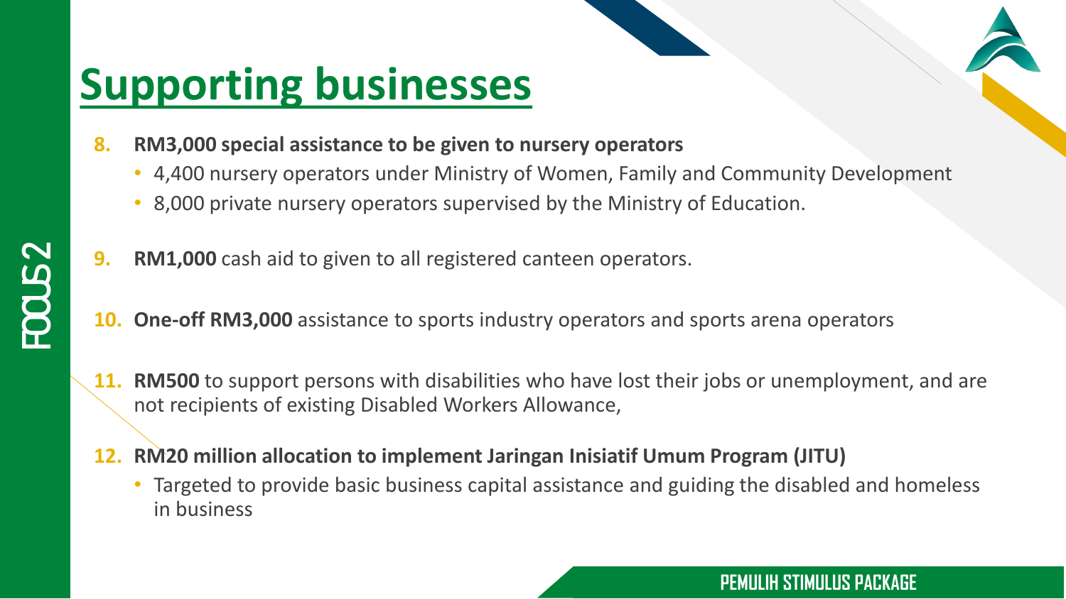# Supporting businesses

8. **RM3,000 special assistance to be given to nursery operators**
   - 4,400 nursery operators under Ministry of Women, Family and Community Development
   - 8,000 private nursery operators supervised by the Ministry of Education.

9. **RM1,000** cash aid to given to all registered canteen operators.

10. **One-off RM3,000** assistance to sports industry operators and sports arena operators

11. **RM500** to support persons with disabilities who have lost their jobs or unemployment, and are not recipients of existing Disabled Workers Allowance,

12. **RM20 million allocation to implement Jaringan Inisiatif Umum Program (JITU)**
    - Targeted to provide basic business capital assistance and guiding the disabled and homeless in business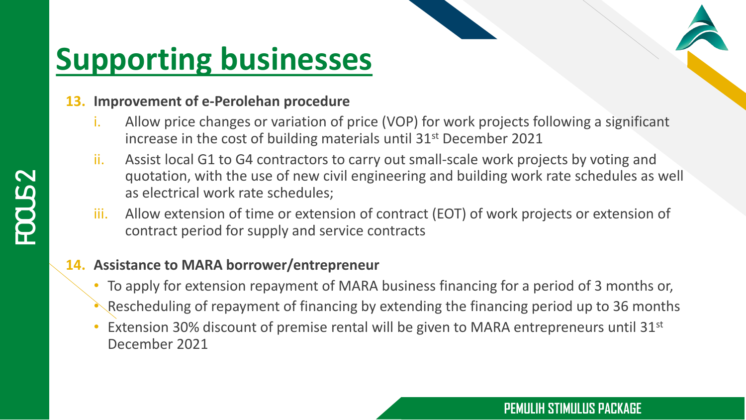# Supporting businesses

**13. Improvement of e-Perolehan procedure**

i. Allow price changes or variation of price (VOP) for work projects following a significant increase in the cost of building materials until 31st December 2021

ii. Assist local G1 to G4 contractors to carry out small-scale work projects by voting and quotation, with the use of new civil engineering and building work rate schedules as well as electrical work rate schedules;

iii. Allow extension of time or extension of contract (EOT) of work projects or extension of contract period for supply and service contracts

**14. Assistance to MARA borrower/entrepreneur**

- To apply for extension repayment of MARA business financing for a period of 3 months or,
- Rescheduling of repayment of financing by extending the financing period up to 36 months
- Extension 30% discount of premise rental will be given to MARA entrepreneurs until 31st December 2021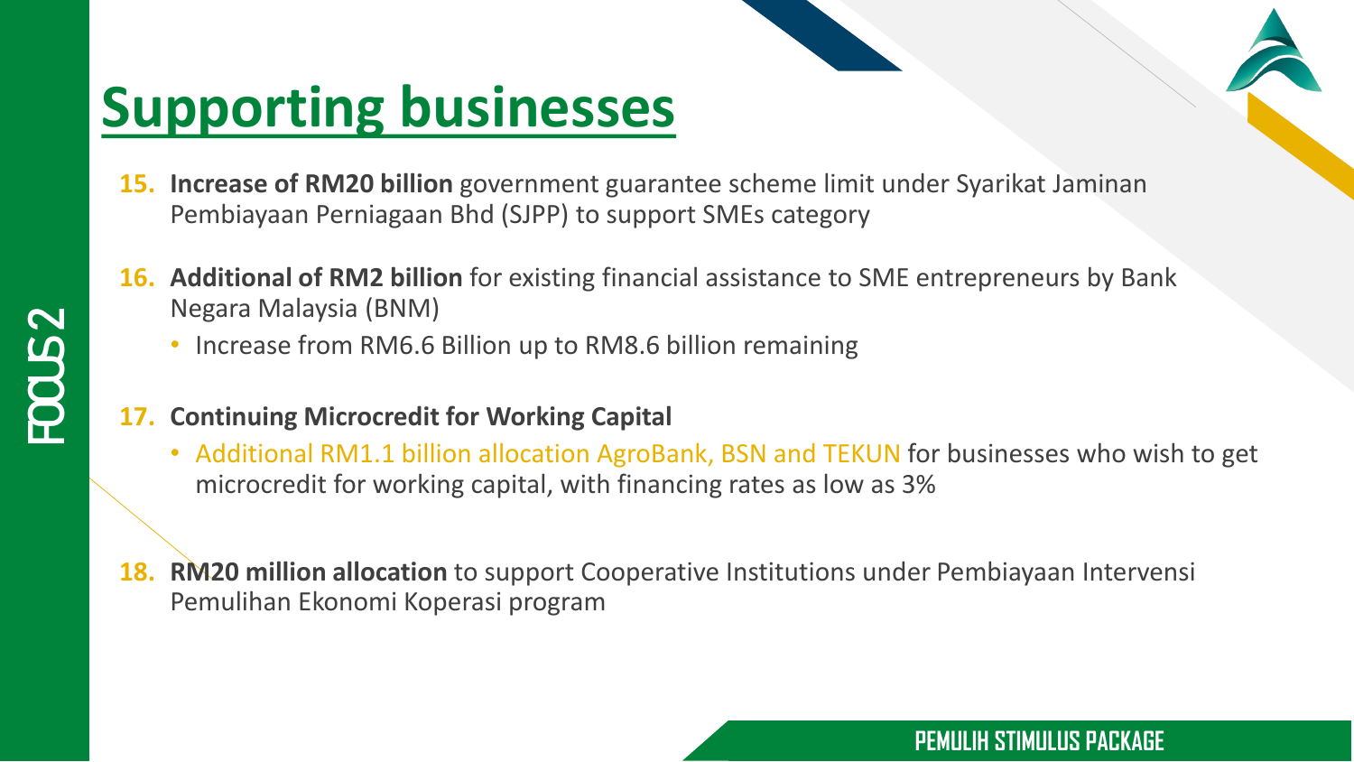# Supporting businesses

15. **Increase of RM20 billion** government guarantee scheme limit under Syarikat Jaminan Pembiayaan Perniagaan Bhd (SJPP) to support SMEs category

16. **Additional of RM2 billion** for existing financial assistance to SME entrepreneurs by Bank Negara Malaysia (BNM)
    - Increase from RM6.6 Billion up to RM8.6 billion remaining

17. **Continuing Microcredit for Working Capital**
    - Additional RM1.1 billion allocation AgroBank, BSN and TEKUN for businesses who wish to get microcredit for working capital, with financing rates as low as 3%

18. **RM20 million allocation** to support Cooperative Institutions under Pembiayaan Intervensi Pemulihan Ekonomi Koperasi program

FOCUS 2

PEMULIH STIMULUS PACKAGE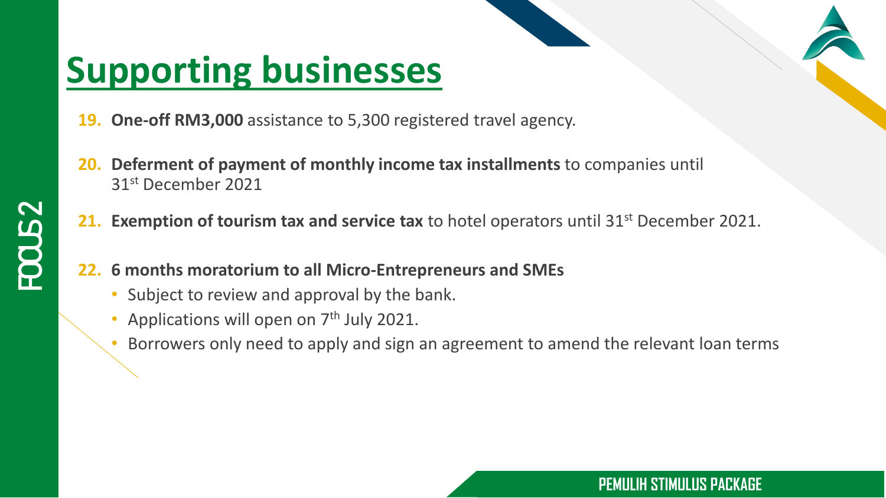# Supporting businesses

19. **One-off RM3,000** assistance to 5,300 registered travel agency.

20. **Deferment of payment of monthly income tax installments** to companies until 31st December 2021

21. **Exemption of tourism tax and service tax** to hotel operators until 31st December 2021.

22. **6 months moratorium to all Micro-Entrepreneurs and SMEs**
    - Subject to review and approval by the bank.
    - Applications will open on 7th July 2021.
    - Borrowers only need to apply and sign an agreement to amend the relevant loan terms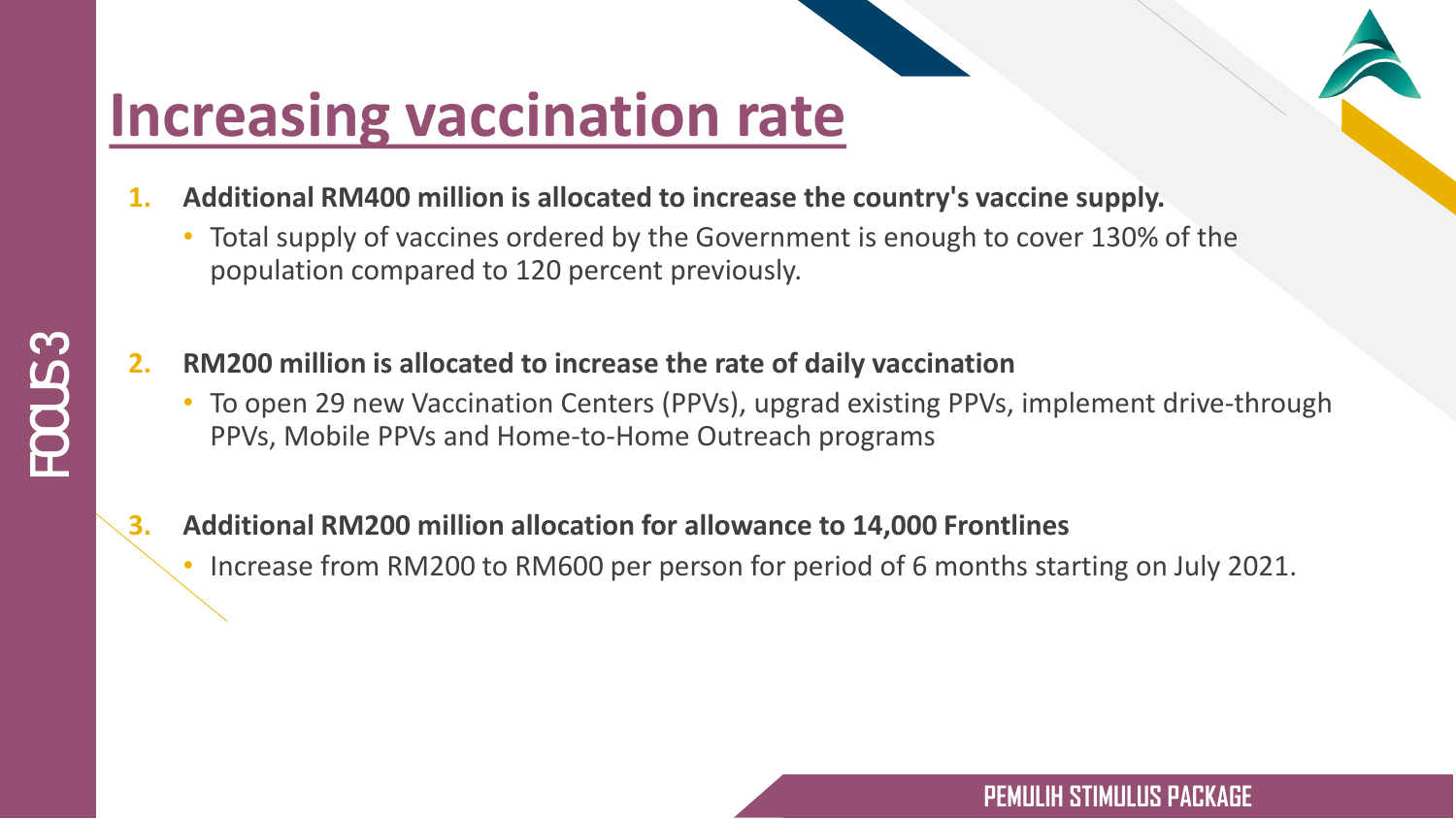# Increasing vaccination rate

FOCUS 3

1. **Additional RM400 million is allocated to increase the country's vaccine supply.**
   - Total supply of vaccines ordered by the Government is enough to cover 130% of the population compared to 120 percent previously.

2. **RM200 million is allocated to increase the rate of daily vaccination**
   - To open 29 new Vaccination Centers (PPVs), upgrad existing PPVs, implement drive-through PPVs, Mobile PPVs and Home-to-Home Outreach programs

3. **Additional RM200 million allocation for allowance to 14,000 Frontlines**
   - Increase from RM200 to RM600 per person for period of 6 months starting on July 2021.

PEMULIH STIMULUS PACKAGE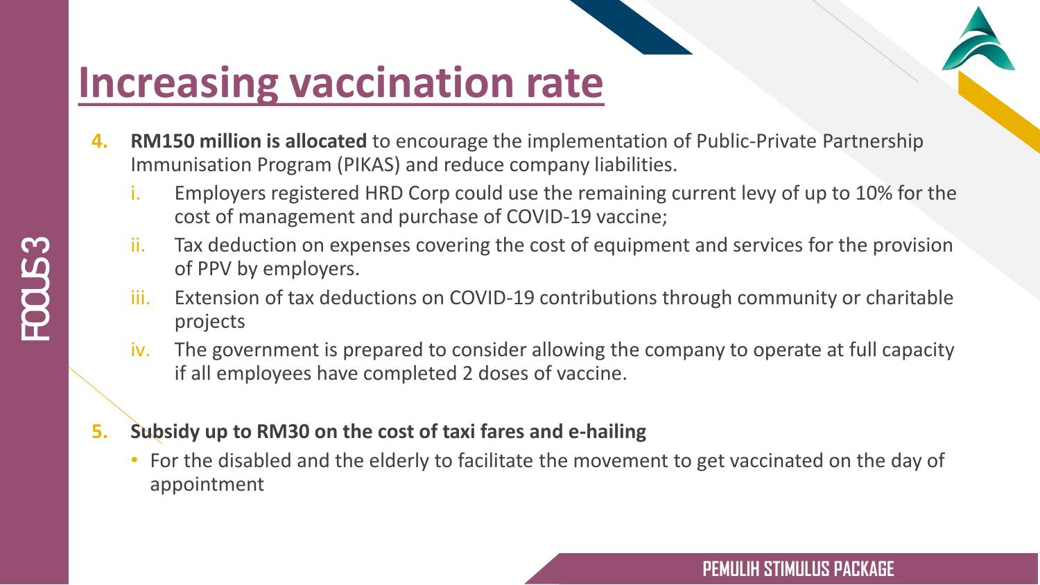# Increasing vaccination rate

4. **RM150 million is allocated** to encourage the implementation of Public-Private Partnership Immunisation Program (PIKAS) and reduce company liabilities.
   1. Employers registered HRD Corp could use the remaining current levy of up to 10% for the cost of management and purchase of COVID-19 vaccine;
   2. Tax deduction on expenses covering the cost of equipment and services for the provision of PPV by employers.
   3. Extension of tax deductions on COVID-19 contributions through community or charitable projects
   4. The government is prepared to consider allowing the company to operate at full capacity if all employees have completed 2 doses of vaccine.

5. **Subsidy up to RM30 on the cost of taxi fares and e-hailing**
   - For the disabled and the elderly to facilitate the movement to get vaccinated on the day of appointment